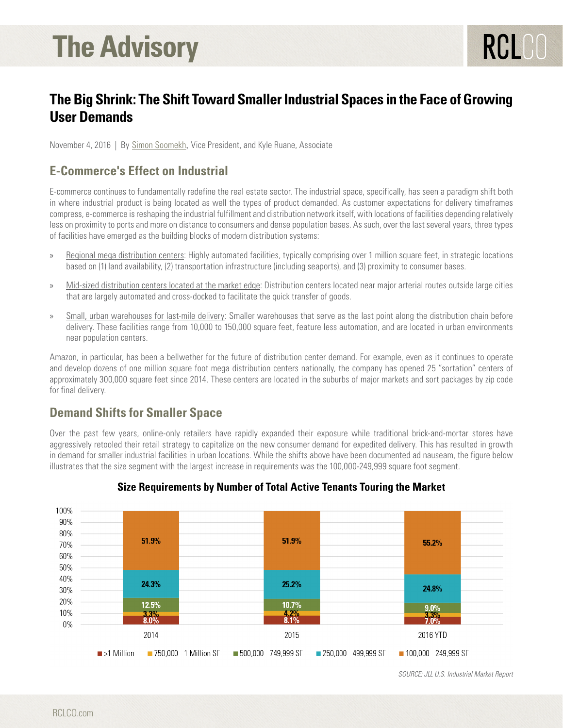# The Advisory

## The Big Shrink: The Shift Toward Smaller Industrial Spaces in the Face of Growing User Demands

November 4, 2016 | By Simon Soomekh, Vice President, and Kyle Ruane, Associate

### E-Commerce's Effect on Industrial

E-commerce continues to fundamentally redefine the real estate sector. The industrial space, specifically, has seen a paradigm shift both in where industrial product is being located as well the types of product demanded. As customer expectations for delivery timeframes compress, e-commerce is reshaping the industrial fulfillment and distribution network itself, with locations of facilities depending relatively less on proximity to ports and more on distance to consumers and dense population bases. As such, over the last several years, three types of facilities have emerged as the building blocks of modern distribution systems:

- Regional mega distribution centers: Highly automated facilities, typically comprising over 1 million square feet, in strategic locations based on (1) land availability, (2) transportation infrastructure (including seaports), and (3) proximity to consumer bases.
- Mid-sized distribution centers located at the market edge: Distribution centers located near major arterial routes outside large cities that are largely automated and cross-docked to facilitate the quick transfer of goods.
- Small, urban warehouses for last-mile delivery: Smaller warehouses that serve as the last point along the distribution chain before delivery. These facilities range from 10,000 to 150,000 square feet, feature less automation, and are located in urban environments near population centers.

Amazon, in particular, has been a bellwether for the future of distribution center demand. For example, even as it continues to operate and develop dozens of one million square foot mega distribution centers nationally, the company has opened 25 "sortation" centers of approximately 300,000 square feet since 2014. These centers are located in the suburbs of major markets and sort packages by zip code for final delivery.

### Demand Shifts for Smaller Space

Over the past few years, online-only retailers have rapidly expanded their exposure while traditional brick-and-mortar stores have aggressively retooled their retail strategy to capitalize on the new consumer demand for expedited delivery. This has resulted in growth in demand for smaller industrial facilities in urban locations. While the shifts above have been documented ad nauseam, the figure below illustrates that the size segment with the largest increase in requirements was the 100,000-249,999 square foot segment.

**Size Requirements by Number of Total Active Tenants Touring the Market**

| | 2014 | 2015 | 2016 YTD |
|---|---|---|---|
| >1 Million | 8.0% | 8.1% | 7.0% |
| 750,000 - 1 Million SF | 3.3% | 4.2% | 3.3% |
| 500,000 - 749,999 SF | 12.5% | 10.7% | 9.0% |
| 250,000 - 499,999 SF | 24.3% | 25.2% | 24.8% |
| 100,000 - 249,999 SF | 51.9% | 51.9% | 55.2% |

*SOURCE: JLL U.S. Industrial Market Report*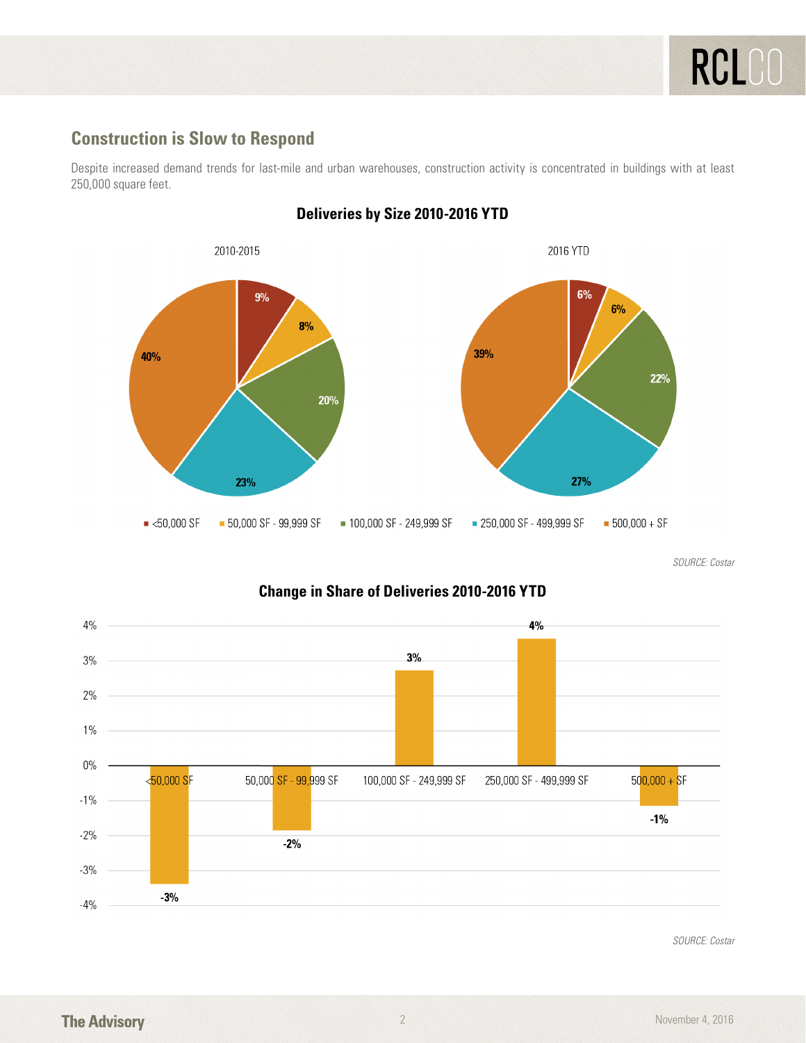## Construction is Slow to Respond

Despite increased demand trends for last-mile and urban warehouses, construction activity is concentrated in buildings with at least 250,000 square feet.

**Deliveries by Size 2010-2016 YTD**

| Size | 2010-2015 | 2016 YTD |
| --- | --- | --- |
| <50,000 SF | 9% | 6% |
| 50,000 SF - 99,999 SF | 8% | 6% |
| 100,000 SF - 249,999 SF | 20% | 22% |
| 250,000 SF - 499,999 SF | 23% | 27% |
| 500,000 + SF | 40% | 39% |

*SOURCE: Costar*

**Change in Share of Deliveries 2010-2016 YTD**

| Size | Change |
| --- | --- |
| <50,000 SF | -3% |
| 50,000 SF - 99,999 SF | -2% |
| 100,000 SF - 249,999 SF | 3% |
| 250,000 SF - 499,999 SF | 4% |
| 500,000 + SF | -1% |

*SOURCE: Costar*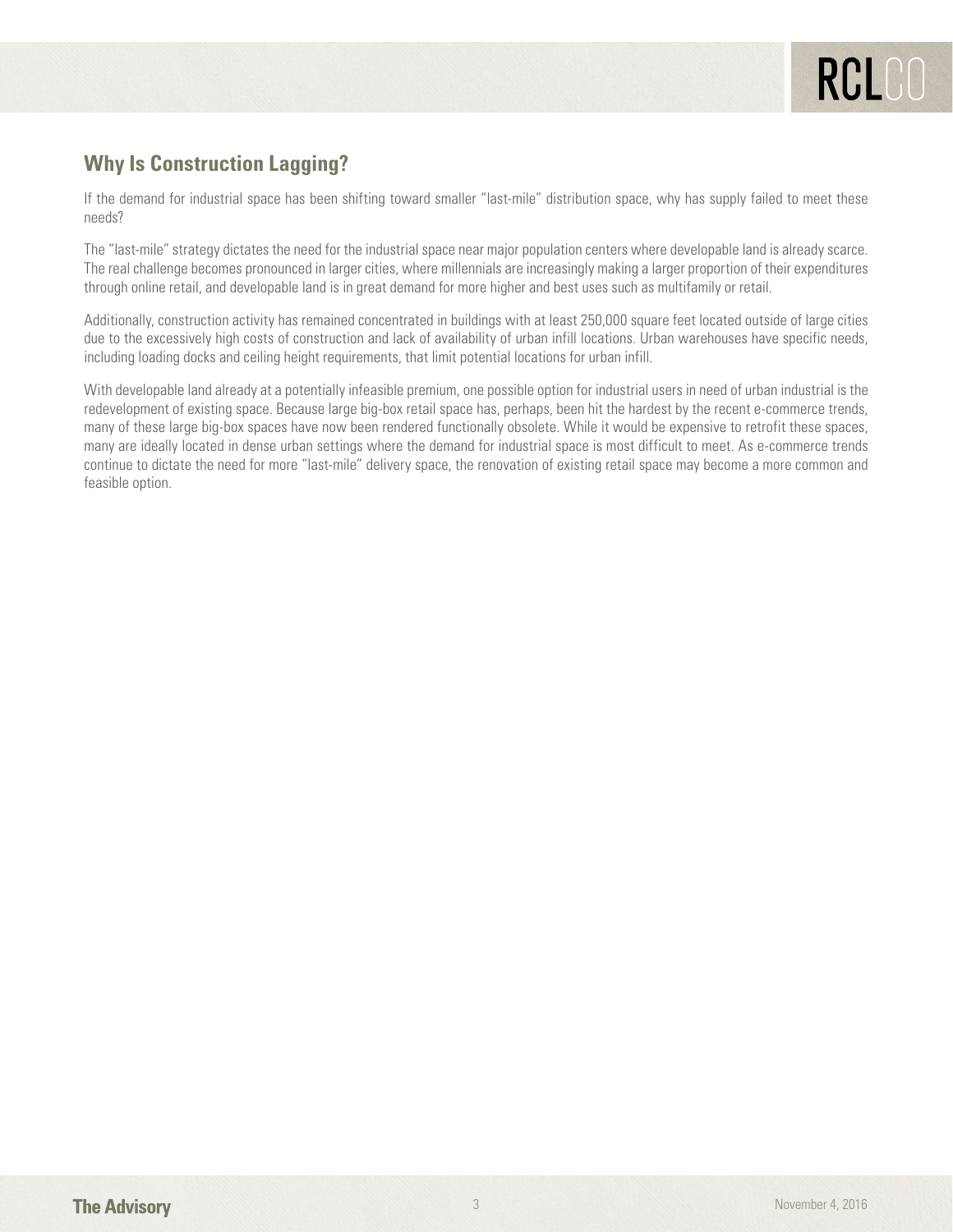## Why Is Construction Lagging?

If the demand for industrial space has been shifting toward smaller "last-mile" distribution space, why has supply failed to meet these needs?

The "last-mile" strategy dictates the need for the industrial space near major population centers where developable land is already scarce. The real challenge becomes pronounced in larger cities, where millennials are increasingly making a larger proportion of their expenditures through online retail, and developable land is in great demand for more higher and best uses such as multifamily or retail.

Additionally, construction activity has remained concentrated in buildings with at least 250,000 square feet located outside of large cities due to the excessively high costs of construction and lack of availability of urban infill locations. Urban warehouses have specific needs, including loading docks and ceiling height requirements, that limit potential locations for urban infill.

With developable land already at a potentially infeasible premium, one possible option for industrial users in need of urban industrial is the redevelopment of existing space. Because large big-box retail space has, perhaps, been hit the hardest by the recent e-commerce trends, many of these large big-box spaces have now been rendered functionally obsolete. While it would be expensive to retrofit these spaces, many are ideally located in dense urban settings where the demand for industrial space is most difficult to meet. As e-commerce trends continue to dictate the need for more "last-mile" delivery space, the renovation of existing retail space may become a more common and feasible option.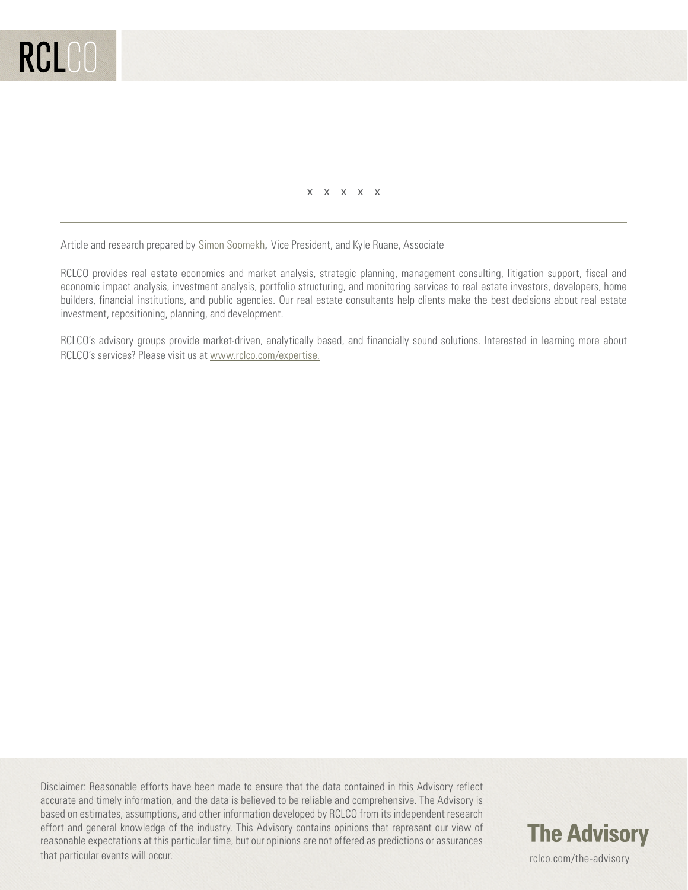x x x x x

---

Article and research prepared by Simon Soomekh, Vice President, and Kyle Ruane, Associate

RCLCO provides real estate economics and market analysis, strategic planning, management consulting, litigation support, fiscal and economic impact analysis, investment analysis, portfolio structuring, and monitoring services to real estate investors, developers, home builders, financial institutions, and public agencies. Our real estate consultants help clients make the best decisions about real estate investment, repositioning, planning, and development.

RCLCO's advisory groups provide market-driven, analytically based, and financially sound solutions. Interested in learning more about RCLCO's services? Please visit us at www.rclco.com/expertise.

Disclaimer: Reasonable efforts have been made to ensure that the data contained in this Advisory reflect accurate and timely information, and the data is believed to be reliable and comprehensive. The Advisory is based on estimates, assumptions, and other information developed by RCLCO from its independent research effort and general knowledge of the industry. This Advisory contains opinions that represent our view of reasonable expectations at this particular time, but our opinions are not offered as predictions or assurances that particular events will occur.

**The Advisory**

rclco.com/the-advisory